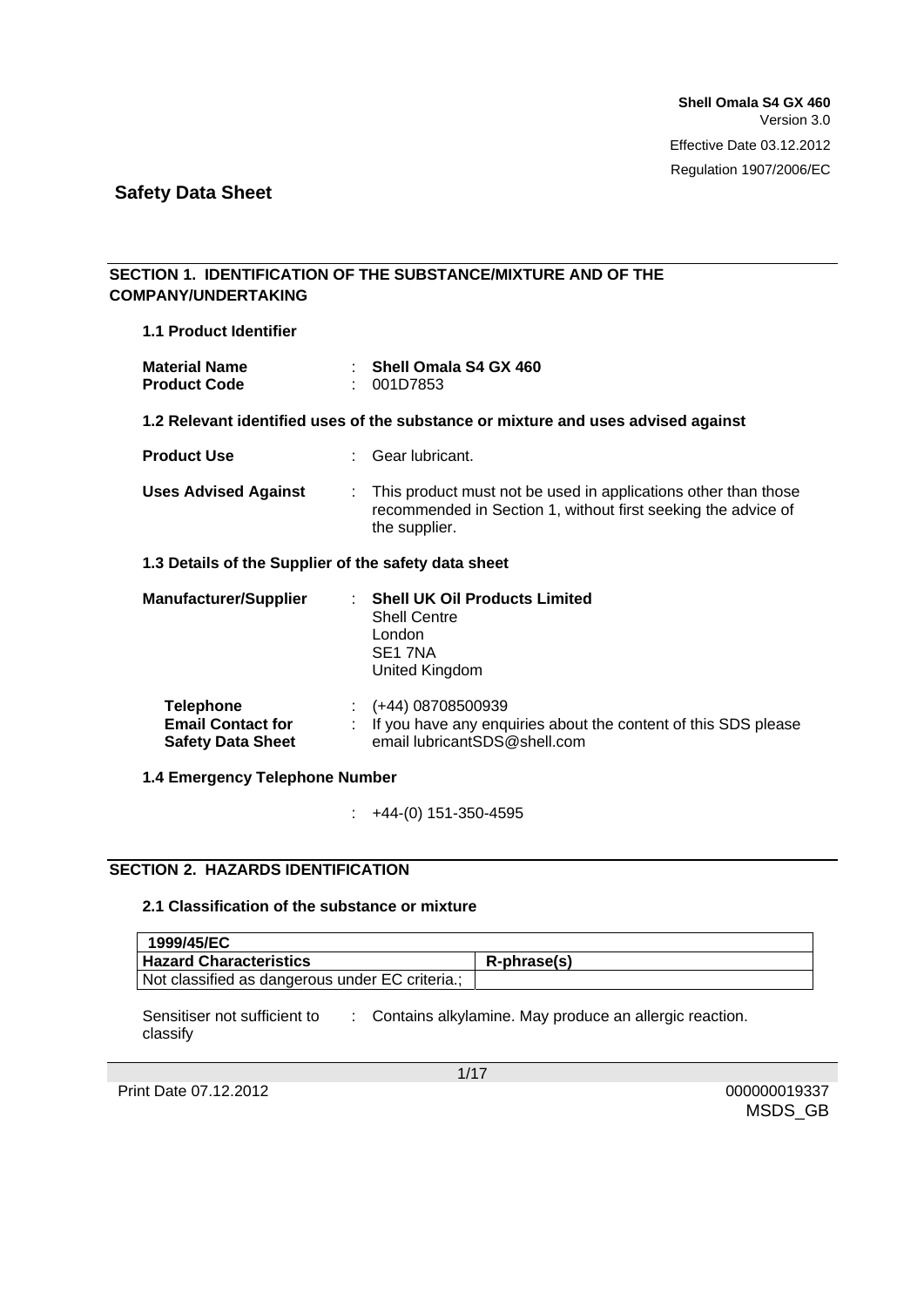**Shell Omala S4 GX 460**
Version 3.0
Effective Date 03.12.2012
Regulation 1907/2006/EC

# Safety Data Sheet

## SECTION 1. IDENTIFICATION OF THE SUBSTANCE/MIXTURE AND OF THE COMPANY/UNDERTAKING

### 1.1 Product Identifier

| | | |
|---|---|---|
| **Material Name** | : | **Shell Omala S4 GX 460** |
| **Product Code** | : | 001D7853 |

### 1.2 Relevant identified uses of the substance or mixture and uses advised against

| | | |
|---|---|---|
| **Product Use** | : | Gear lubricant. |
| **Uses Advised Against** | : | This product must not be used in applications other than those recommended in Section 1, without first seeking the advice of the supplier. |

### 1.3 Details of the Supplier of the safety data sheet

| | | |
|---|---|---|
| **Manufacturer/Supplier** | : | **Shell UK Oil Products Limited**<br>Shell Centre<br>London<br>SE1 7NA<br>United Kingdom |
| **Telephone** | : | (+44) 08708500939 |
| **Email Contact for Safety Data Sheet** | : | If you have any enquiries about the content of this SDS please email lubricantSDS@shell.com |

### 1.4 Emergency Telephone Number

: +44-(0) 151-350-4595

## SECTION 2. HAZARDS IDENTIFICATION

### 2.1 Classification of the substance or mixture

| 1999/45/EC | |
|---|---|
| **Hazard Characteristics** | **R-phrase(s)** |
| Not classified as dangerous under EC criteria.; | |

| | | |
|---|---|---|
| Sensitiser not sufficient to classify | : | Contains alkylamine. May produce an allergic reaction. |

Print Date 07.12.2012

000000019337
MSDS_GB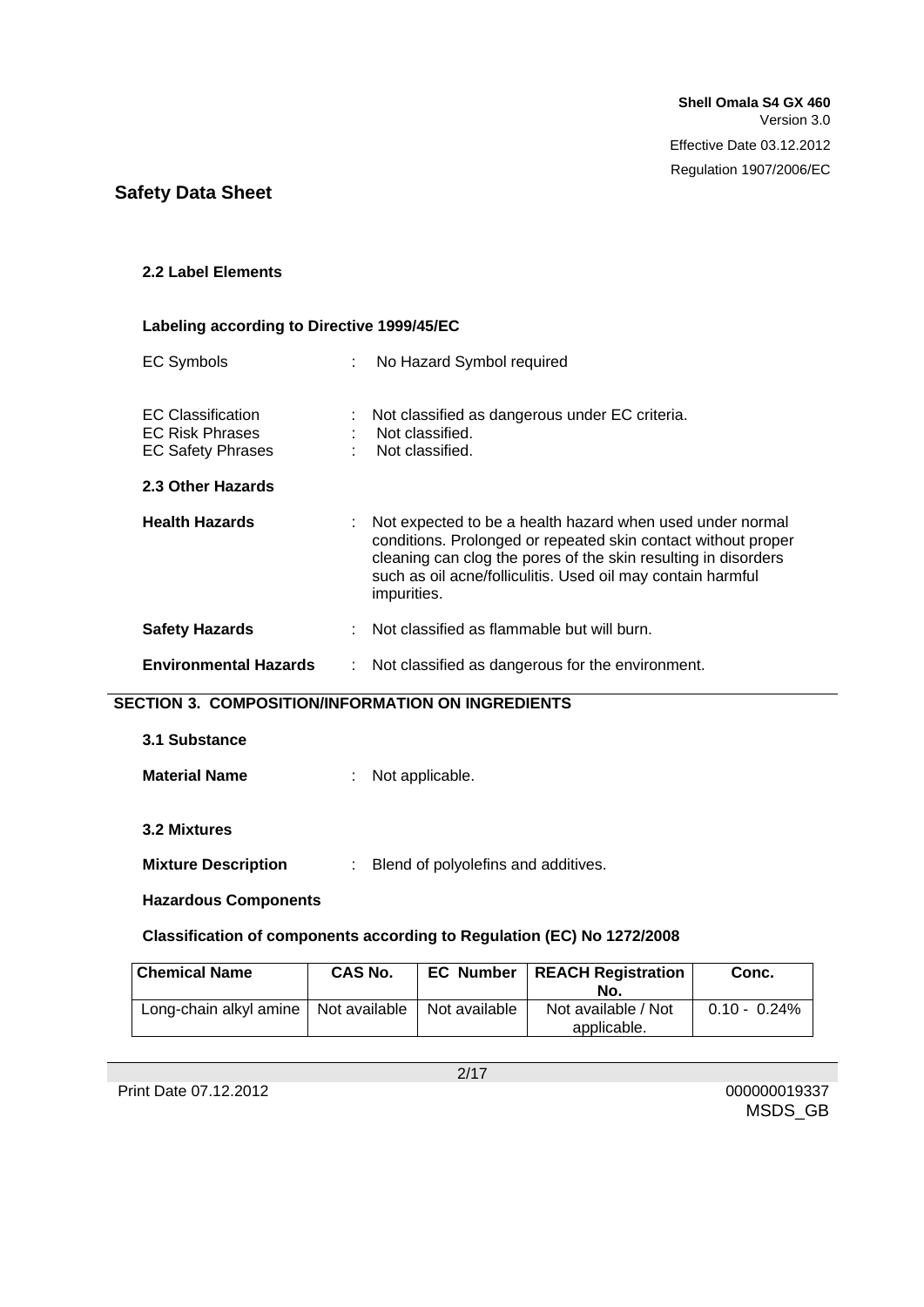## Safety Data Sheet

### 2.2 Label Elements

**Labeling according to Directive 1999/45/EC**

EC Symbols : No Hazard Symbol required

EC Classification : Not classified as dangerous under EC criteria.
EC Risk Phrases : Not classified.
EC Safety Phrases : Not classified.

### 2.3 Other Hazards

**Health Hazards** : Not expected to be a health hazard when used under normal conditions. Prolonged or repeated skin contact without proper cleaning can clog the pores of the skin resulting in disorders such as oil acne/folliculitis. Used oil may contain harmful impurities.

**Safety Hazards** : Not classified as flammable but will burn.

**Environmental Hazards** : Not classified as dangerous for the environment.

## SECTION 3. COMPOSITION/INFORMATION ON INGREDIENTS

### 3.1 Substance

**Material Name** : Not applicable.

### 3.2 Mixtures

**Mixture Description** : Blend of polyolefins and additives.

**Hazardous Components**

**Classification of components according to Regulation (EC) No 1272/2008**

| Chemical Name | CAS No. | EC Number | REACH Registration No. | Conc. |
|---|---|---|---|---|
| Long-chain alkyl amine | Not available | Not available | Not available / Not applicable. | 0.10 - 0.24% |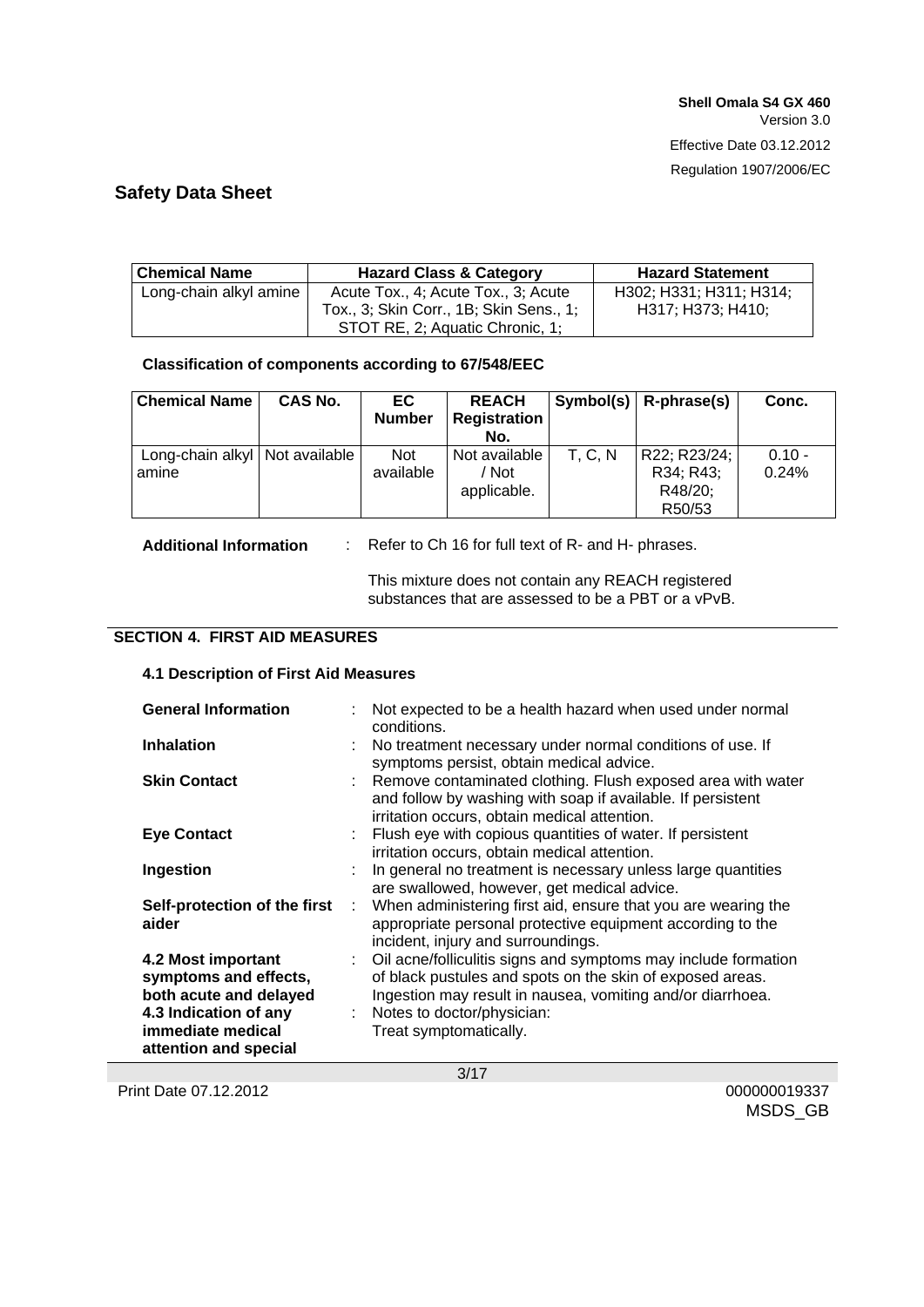| Chemical Name | Hazard Class & Category | Hazard Statement |
|---|---|---|
| Long-chain alkyl amine | Acute Tox., 4; Acute Tox., 3; Acute Tox., 3; Skin Corr., 1B; Skin Sens., 1; STOT RE, 2; Aquatic Chronic, 1; | H302; H331; H311; H314; H317; H373; H410; |

**Classification of components according to 67/548/EEC**

| Chemical Name | CAS No. | EC Number | REACH Registration No. | Symbol(s) | R-phrase(s) | Conc. |
|---|---|---|---|---|---|---|
| Long-chain alkyl amine | Not available | Not available | Not available / Not applicable. | T, C, N | R22; R23/24; R34; R43; R48/20; R50/53 | 0.10 - 0.24% |

**Additional Information** : Refer to Ch 16 for full text of R- and H- phrases.

This mixture does not contain any REACH registered substances that are assessed to be a PBT or a vPvB.

## SECTION 4. FIRST AID MEASURES

### 4.1 Description of First Aid Measures

**General Information** : Not expected to be a health hazard when used under normal conditions.

**Inhalation** : No treatment necessary under normal conditions of use. If symptoms persist, obtain medical advice.

**Skin Contact** : Remove contaminated clothing. Flush exposed area with water and follow by washing with soap if available. If persistent irritation occurs, obtain medical attention.

**Eye Contact** : Flush eye with copious quantities of water. If persistent irritation occurs, obtain medical attention.

**Ingestion** : In general no treatment is necessary unless large quantities are swallowed, however, get medical advice.

**Self-protection of the first aider** : When administering first aid, ensure that you are wearing the appropriate personal protective equipment according to the incident, injury and surroundings.

**4.2 Most important symptoms and effects, both acute and delayed** : Oil acne/folliculitis signs and symptoms may include formation of black pustules and spots on the skin of exposed areas. Ingestion may result in nausea, vomiting and/or diarrhoea.

**4.3 Indication of any immediate medical attention and special** : Notes to doctor/physician:
Treat symptomatically.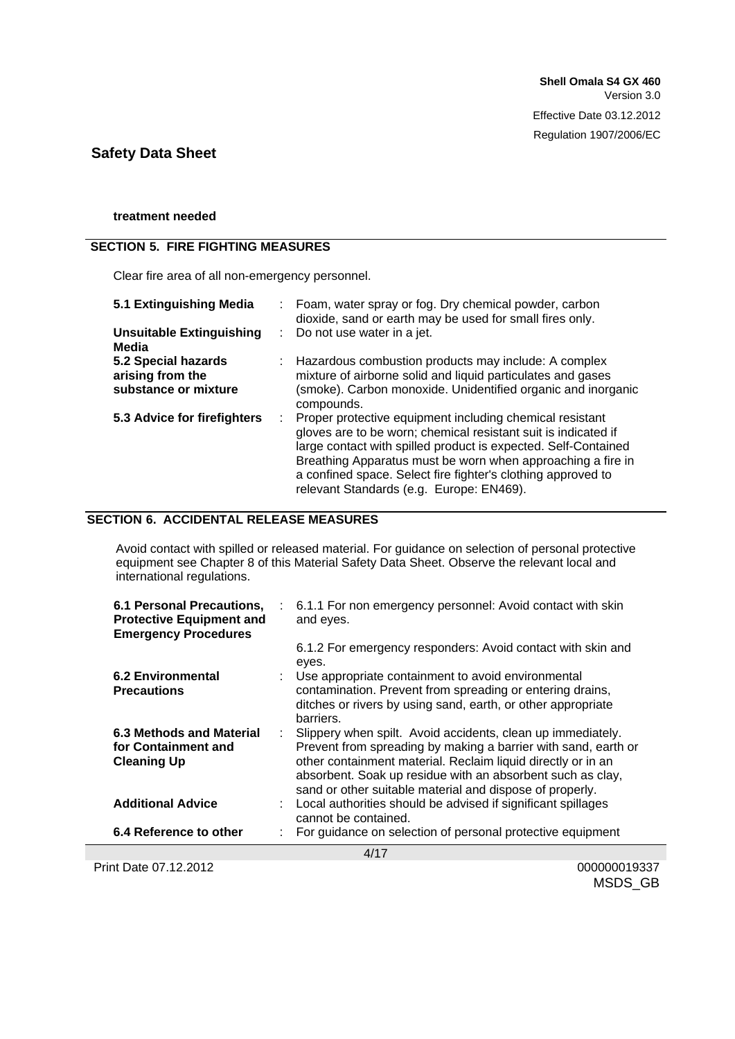**treatment needed**

## SECTION 5. FIRE FIGHTING MEASURES

Clear fire area of all non-emergency personnel.

| | | |
|---|---|---|
| **5.1 Extinguishing Media** | : | Foam, water spray or fog. Dry chemical powder, carbon dioxide, sand or earth may be used for small fires only. |
| **Unsuitable Extinguishing Media** | : | Do not use water in a jet. |
| **5.2 Special hazards arising from the substance or mixture** | : | Hazardous combustion products may include: A complex mixture of airborne solid and liquid particulates and gases (smoke). Carbon monoxide. Unidentified organic and inorganic compounds. |
| **5.3 Advice for firefighters** | : | Proper protective equipment including chemical resistant gloves are to be worn; chemical resistant suit is indicated if large contact with spilled product is expected. Self-Contained Breathing Apparatus must be worn when approaching a fire in a confined space. Select fire fighter's clothing approved to relevant Standards (e.g. Europe: EN469). |

## SECTION 6. ACCIDENTAL RELEASE MEASURES

Avoid contact with spilled or released material. For guidance on selection of personal protective equipment see Chapter 8 of this Material Safety Data Sheet. Observe the relevant local and international regulations.

| | | |
|---|---|---|
| **6.1 Personal Precautions, Protective Equipment and Emergency Procedures** | : | 6.1.1 For non emergency personnel: Avoid contact with skin and eyes.<br>6.1.2 For emergency responders: Avoid contact with skin and eyes. |
| **6.2 Environmental Precautions** | : | Use appropriate containment to avoid environmental contamination. Prevent from spreading or entering drains, ditches or rivers by using sand, earth, or other appropriate barriers. |
| **6.3 Methods and Material for Containment and Cleaning Up** | : | Slippery when spilt. Avoid accidents, clean up immediately. Prevent from spreading by making a barrier with sand, earth or other containment material. Reclaim liquid directly or in an absorbent. Soak up residue with an absorbent such as clay, sand or other suitable material and dispose of properly. |
| **Additional Advice** | : | Local authorities should be advised if significant spillages cannot be contained. |
| **6.4 Reference to other** | : | For guidance on selection of personal protective equipment |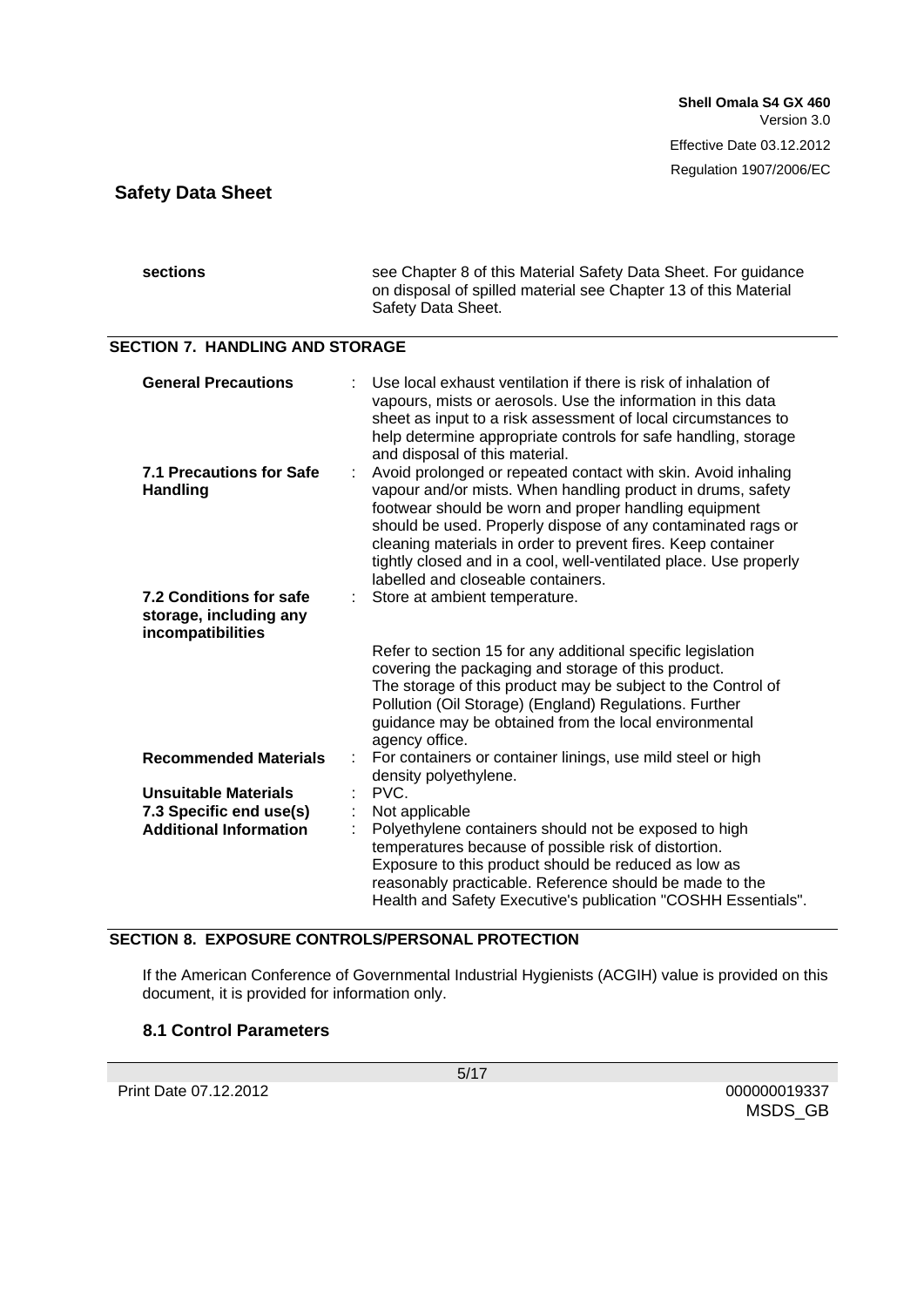| | | |
|---|---|---|
| **sections** | | see Chapter 8 of this Material Safety Data Sheet. For guidance on disposal of spilled material see Chapter 13 of this Material Safety Data Sheet. |

## SECTION 7. HANDLING AND STORAGE

| | | |
|---|---|---|
| **General Precautions** | : | Use local exhaust ventilation if there is risk of inhalation of vapours, mists or aerosols. Use the information in this data sheet as input to a risk assessment of local circumstances to help determine appropriate controls for safe handling, storage and disposal of this material. |
| **7.1 Precautions for Safe Handling** | : | Avoid prolonged or repeated contact with skin. Avoid inhaling vapour and/or mists. When handling product in drums, safety footwear should be worn and proper handling equipment should be used. Properly dispose of any contaminated rags or cleaning materials in order to prevent fires. Keep container tightly closed and in a cool, well-ventilated place. Use properly labelled and closeable containers. |
| **7.2 Conditions for safe storage, including any incompatibilities** | : | Store at ambient temperature.<br><br>Refer to section 15 for any additional specific legislation covering the packaging and storage of this product.<br>The storage of this product may be subject to the Control of Pollution (Oil Storage) (England) Regulations. Further guidance may be obtained from the local environmental agency office. |
| **Recommended Materials** | : | For containers or container linings, use mild steel or high density polyethylene. |
| **Unsuitable Materials** | : | PVC. |
| **7.3 Specific end use(s)** | : | Not applicable |
| **Additional Information** | : | Polyethylene containers should not be exposed to high temperatures because of possible risk of distortion.<br>Exposure to this product should be reduced as low as reasonably practicable. Reference should be made to the Health and Safety Executive's publication "COSHH Essentials". |

## SECTION 8. EXPOSURE CONTROLS/PERSONAL PROTECTION

If the American Conference of Governmental Industrial Hygienists (ACGIH) value is provided on this document, it is provided for information only.

### 8.1 Control Parameters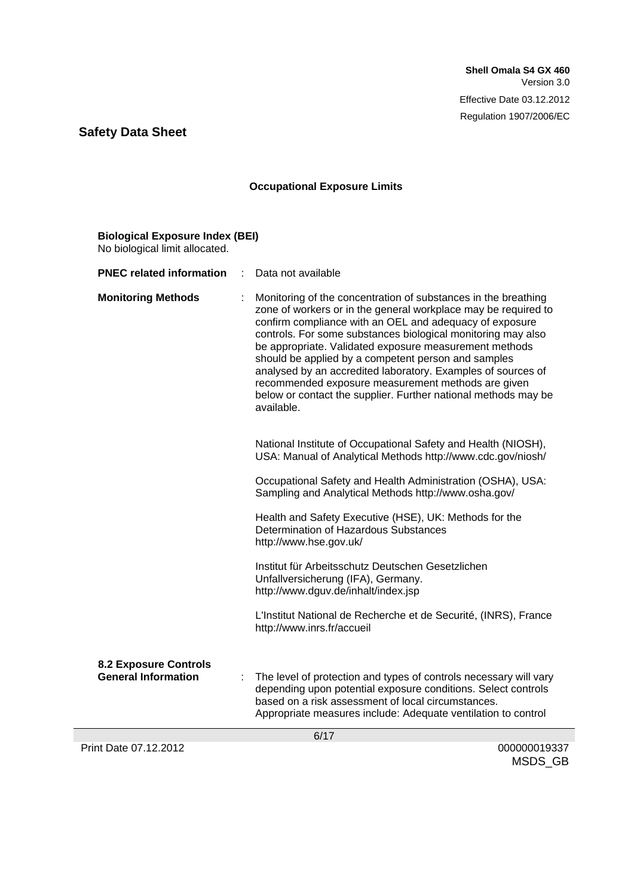### Occupational Exposure Limits

**Biological Exposure Index (BEI)**
No biological limit allocated.

**PNEC related information** : Data not available

**Monitoring Methods** : Monitoring of the concentration of substances in the breathing zone of workers or in the general workplace may be required to confirm compliance with an OEL and adequacy of exposure controls. For some substances biological monitoring may also be appropriate. Validated exposure measurement methods should be applied by a competent person and samples analysed by an accredited laboratory. Examples of sources of recommended exposure measurement methods are given below or contact the supplier. Further national methods may be available.

National Institute of Occupational Safety and Health (NIOSH), USA: Manual of Analytical Methods http://www.cdc.gov/niosh/

Occupational Safety and Health Administration (OSHA), USA: Sampling and Analytical Methods http://www.osha.gov/

Health and Safety Executive (HSE), UK: Methods for the Determination of Hazardous Substances http://www.hse.gov.uk/

Institut für Arbeitsschutz Deutschen Gesetzlichen Unfallversicherung (IFA), Germany. http://www.dguv.de/inhalt/index.jsp

L'Institut National de Recherche et de Securité, (INRS), France http://www.inrs.fr/accueil

**8.2 Exposure Controls**
**General Information** : The level of protection and types of controls necessary will vary depending upon potential exposure conditions. Select controls based on a risk assessment of local circumstances. Appropriate measures include: Adequate ventilation to control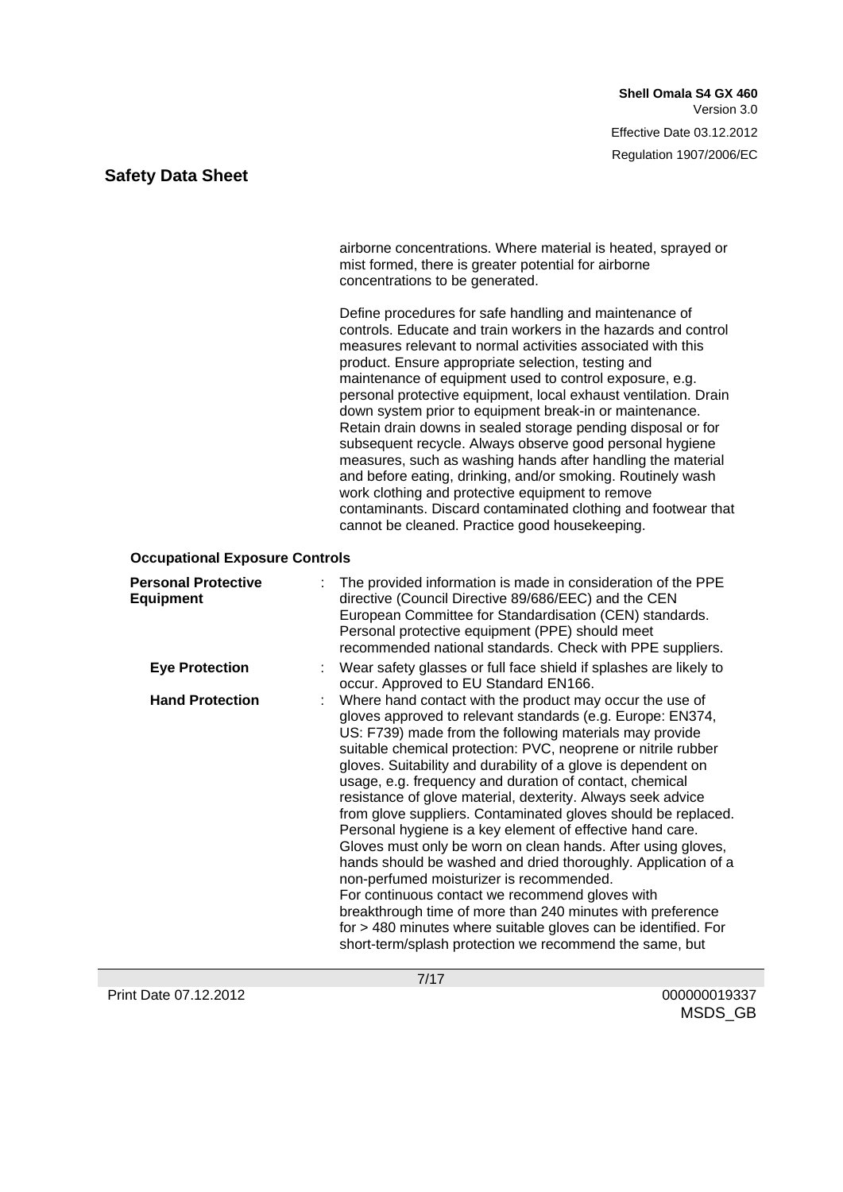airborne concentrations. Where material is heated, sprayed or mist formed, there is greater potential for airborne concentrations to be generated.

Define procedures for safe handling and maintenance of controls. Educate and train workers in the hazards and control measures relevant to normal activities associated with this product. Ensure appropriate selection, testing and maintenance of equipment used to control exposure, e.g. personal protective equipment, local exhaust ventilation. Drain down system prior to equipment break-in or maintenance. Retain drain downs in sealed storage pending disposal or for subsequent recycle. Always observe good personal hygiene measures, such as washing hands after handling the material and before eating, drinking, and/or smoking. Routinely wash work clothing and protective equipment to remove contaminants. Discard contaminated clothing and footwear that cannot be cleaned. Practice good housekeeping.

### Occupational Exposure Controls

**Personal Protective Equipment** : The provided information is made in consideration of the PPE directive (Council Directive 89/686/EEC) and the CEN European Committee for Standardisation (CEN) standards. Personal protective equipment (PPE) should meet recommended national standards. Check with PPE suppliers.

**Eye Protection** : Wear safety glasses or full face shield if splashes are likely to occur. Approved to EU Standard EN166.

**Hand Protection** : Where hand contact with the product may occur the use of gloves approved to relevant standards (e.g. Europe: EN374, US: F739) made from the following materials may provide suitable chemical protection: PVC, neoprene or nitrile rubber gloves. Suitability and durability of a glove is dependent on usage, e.g. frequency and duration of contact, chemical resistance of glove material, dexterity. Always seek advice from glove suppliers. Contaminated gloves should be replaced. Personal hygiene is a key element of effective hand care. Gloves must only be worn on clean hands. After using gloves, hands should be washed and dried thoroughly. Application of a non-perfumed moisturizer is recommended.
For continuous contact we recommend gloves with breakthrough time of more than 240 minutes with preference for > 480 minutes where suitable gloves can be identified. For short-term/splash protection we recommend the same, but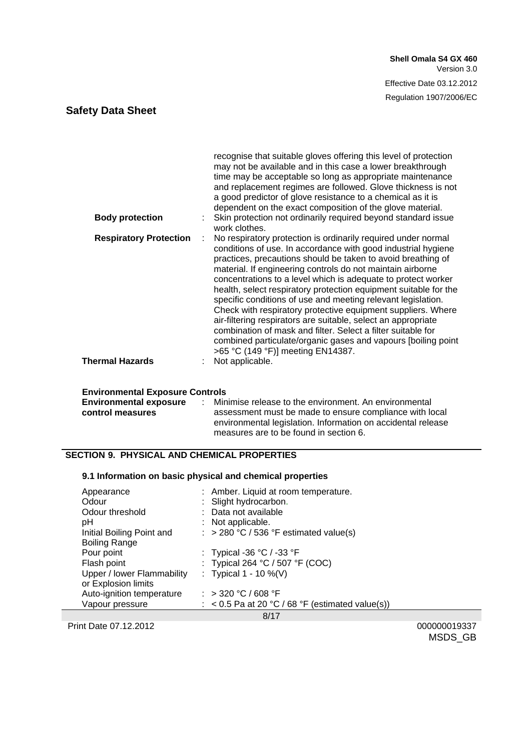| | | |
|---|---|---|
| | | recognise that suitable gloves offering this level of protection may not be available and in this case a lower breakthrough time may be acceptable so long as appropriate maintenance and replacement regimes are followed. Glove thickness is not a good predictor of glove resistance to a chemical as it is dependent on the exact composition of the glove material. |
| **Body protection** | : | Skin protection not ordinarily required beyond standard issue work clothes. |
| **Respiratory Protection** | : | No respiratory protection is ordinarily required under normal conditions of use. In accordance with good industrial hygiene practices, precautions should be taken to avoid breathing of material. If engineering controls do not maintain airborne concentrations to a level which is adequate to protect worker health, select respiratory protection equipment suitable for the specific conditions of use and meeting relevant legislation. Check with respiratory protective equipment suppliers. Where air-filtering respirators are suitable, select an appropriate combination of mask and filter. Select a filter suitable for combined particulate/organic gases and vapours [boiling point >65 °C (149 °F)] meeting EN14387. |
| **Thermal Hazards** | : | Not applicable. |

**Environmental Exposure Controls**

| | | |
|---|---|---|
| **Environmental exposure control measures** | : | Minimise release to the environment. An environmental assessment must be made to ensure compliance with local environmental legislation. Information on accidental release measures are to be found in section 6. |

## SECTION 9. PHYSICAL AND CHEMICAL PROPERTIES

### 9.1 Information on basic physical and chemical properties

| | | |
|---|---|---|
| Appearance | : | Amber. Liquid at room temperature. |
| Odour | : | Slight hydrocarbon. |
| Odour threshold | : | Data not available |
| pH | : | Not applicable. |
| Initial Boiling Point and Boiling Range | : | > 280 °C / 536 °F estimated value(s) |
| Pour point | : | Typical -36 °C / -33 °F |
| Flash point | : | Typical 264 °C / 507 °F (COC) |
| Upper / lower Flammability or Explosion limits | : | Typical 1 - 10 %(V) |
| Auto-ignition temperature | : | > 320 °C / 608 °F |
| Vapour pressure | : | < 0.5 Pa at 20 °C / 68 °F (estimated value(s)) |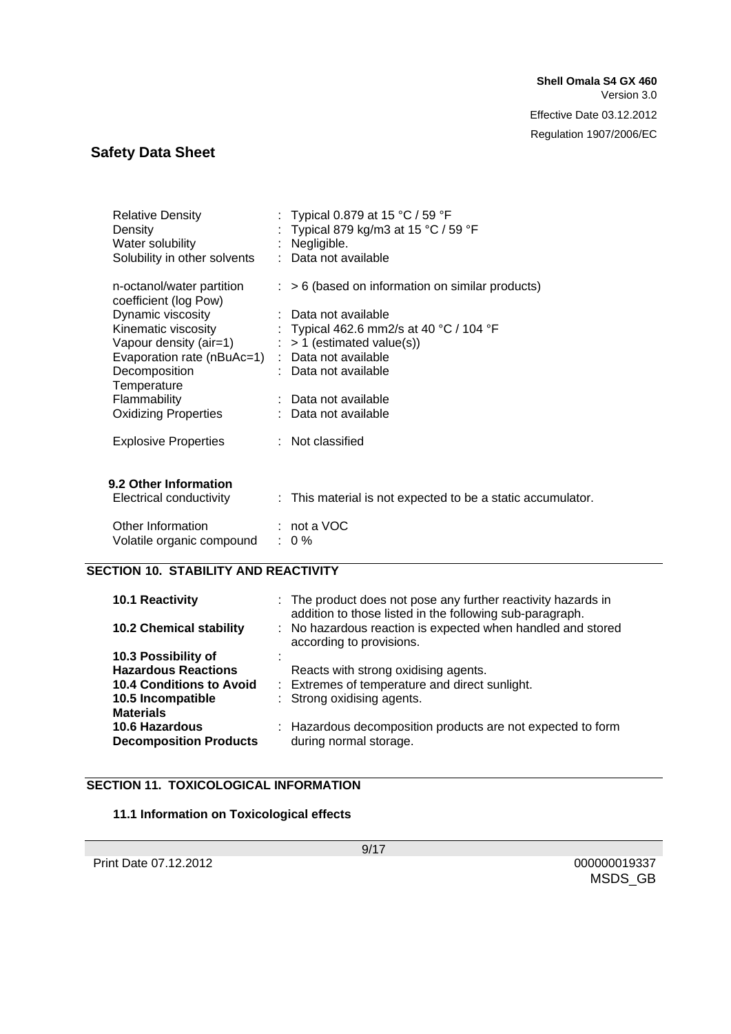| | |
|---|---|
| Relative Density | : Typical 0.879 at 15 °C / 59 °F |
| Density | : Typical 879 kg/m3 at 15 °C / 59 °F |
| Water solubility | : Negligible. |
| Solubility in other solvents | : Data not available |
| n-octanol/water partition coefficient (log Pow) | : > 6 (based on information on similar products) |
| Dynamic viscosity | : Data not available |
| Kinematic viscosity | : Typical 462.6 mm2/s at 40 °C / 104 °F |
| Vapour density (air=1) | : > 1 (estimated value(s)) |
| Evaporation rate (nBuAc=1) | : Data not available |
| Decomposition Temperature | : Data not available |
| Flammability | : Data not available |
| Oxidizing Properties | : Data not available |
| Explosive Properties | : Not classified |

### 9.2 Other Information

| | |
|---|---|
| Electrical conductivity | : This material is not expected to be a static accumulator. |
| Other Information | : not a VOC |
| Volatile organic compound | : 0 % |

## SECTION 10. STABILITY AND REACTIVITY

| | |
|---|---|
| **10.1 Reactivity** | : The product does not pose any further reactivity hazards in addition to those listed in the following sub-paragraph. |
| **10.2 Chemical stability** | : No hazardous reaction is expected when handled and stored according to provisions. |
| **10.3 Possibility of Hazardous Reactions** | : Reacts with strong oxidising agents. |
| **10.4 Conditions to Avoid** | : Extremes of temperature and direct sunlight. |
| **10.5 Incompatible Materials** | : Strong oxidising agents. |
| **10.6 Hazardous Decomposition Products** | : Hazardous decomposition products are not expected to form during normal storage. |

## SECTION 11. TOXICOLOGICAL INFORMATION

### 11.1 Information on Toxicological effects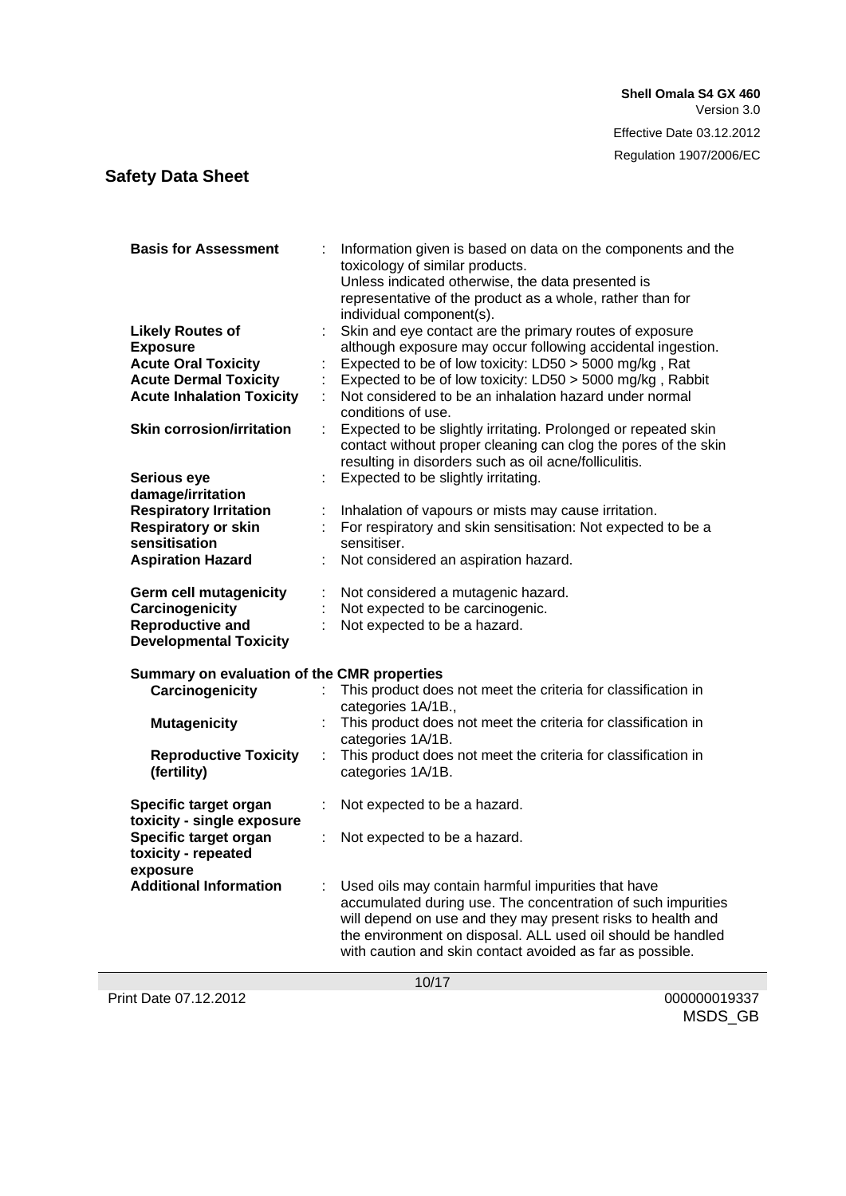| | | |
|---|---|---|
| **Basis for Assessment** | : | Information given is based on data on the components and the toxicology of similar products. Unless indicated otherwise, the data presented is representative of the product as a whole, rather than for individual component(s). |
| **Likely Routes of Exposure** | : | Skin and eye contact are the primary routes of exposure although exposure may occur following accidental ingestion. |
| **Acute Oral Toxicity** | : | Expected to be of low toxicity: LD50 > 5000 mg/kg , Rat |
| **Acute Dermal Toxicity** | : | Expected to be of low toxicity: LD50 > 5000 mg/kg , Rabbit |
| **Acute Inhalation Toxicity** | : | Not considered to be an inhalation hazard under normal conditions of use. |
| **Skin corrosion/irritation** | : | Expected to be slightly irritating. Prolonged or repeated skin contact without proper cleaning can clog the pores of the skin resulting in disorders such as oil acne/folliculitis. |
| **Serious eye damage/irritation** | : | Expected to be slightly irritating. |
| **Respiratory Irritation** | : | Inhalation of vapours or mists may cause irritation. |
| **Respiratory or skin sensitisation** | : | For respiratory and skin sensitisation: Not expected to be a sensitiser. |
| **Aspiration Hazard** | : | Not considered an aspiration hazard. |
| **Germ cell mutagenicity** | : | Not considered a mutagenic hazard. |
| **Carcinogenicity** | : | Not expected to be carcinogenic. |
| **Reproductive and Developmental Toxicity** | : | Not expected to be a hazard. |

**Summary on evaluation of the CMR properties**

| | | |
|---|---|---|
| **Carcinogenicity** | : | This product does not meet the criteria for classification in categories 1A/1B., |
| **Mutagenicity** | : | This product does not meet the criteria for classification in categories 1A/1B. |
| **Reproductive Toxicity (fertility)** | : | This product does not meet the criteria for classification in categories 1A/1B. |
| **Specific target organ toxicity - single exposure** | : | Not expected to be a hazard. |
| **Specific target organ toxicity - repeated exposure** | : | Not expected to be a hazard. |
| **Additional Information** | : | Used oils may contain harmful impurities that have accumulated during use. The concentration of such impurities will depend on use and they may present risks to health and the environment on disposal. ALL used oil should be handled with caution and skin contact avoided as far as possible. |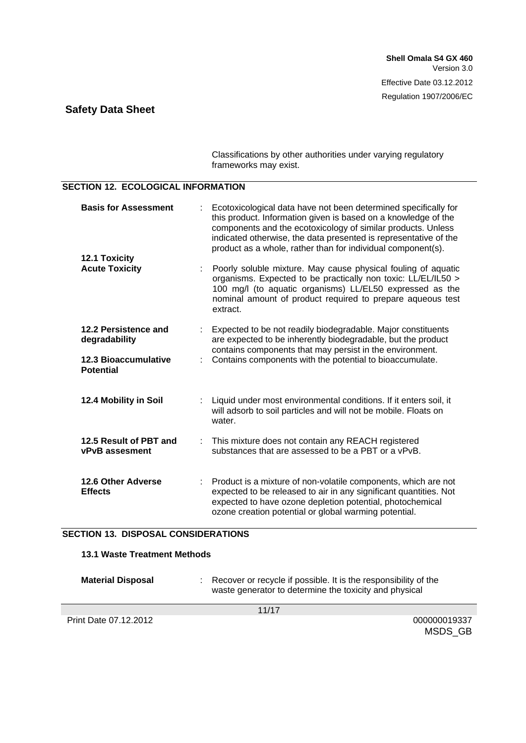Classifications by other authorities under varying regulatory frameworks may exist.

## SECTION 12. ECOLOGICAL INFORMATION

| | |
|---|---|
| **Basis for Assessment** | : Ecotoxicological data have not been determined specifically for this product. Information given is based on a knowledge of the components and the ecotoxicology of similar products. Unless indicated otherwise, the data presented is representative of the product as a whole, rather than for individual component(s). |
| **12.1 Toxicity** | |
| **Acute Toxicity** | : Poorly soluble mixture. May cause physical fouling of aquatic organisms. Expected to be practically non toxic: LL/EL/IL50 > 100 mg/l (to aquatic organisms) LL/EL50 expressed as the nominal amount of product required to prepare aqueous test extract. |
| **12.2 Persistence and degradability** | : Expected to be not readily biodegradable. Major constituents are expected to be inherently biodegradable, but the product contains components that may persist in the environment. |
| **12.3 Bioaccumulative Potential** | : Contains components with the potential to bioaccumulate. |
| **12.4 Mobility in Soil** | : Liquid under most environmental conditions. If it enters soil, it will adsorb to soil particles and will not be mobile. Floats on water. |
| **12.5 Result of PBT and vPvB assesment** | : This mixture does not contain any REACH registered substances that are assessed to be a PBT or a vPvB. |
| **12.6 Other Adverse Effects** | : Product is a mixture of non-volatile components, which are not expected to be released to air in any significant quantities. Not expected to have ozone depletion potential, photochemical ozone creation potential or global warming potential. |

## SECTION 13. DISPOSAL CONSIDERATIONS

### 13.1 Waste Treatment Methods

| | |
|---|---|
| **Material Disposal** | : Recover or recycle if possible. It is the responsibility of the waste generator to determine the toxicity and physical |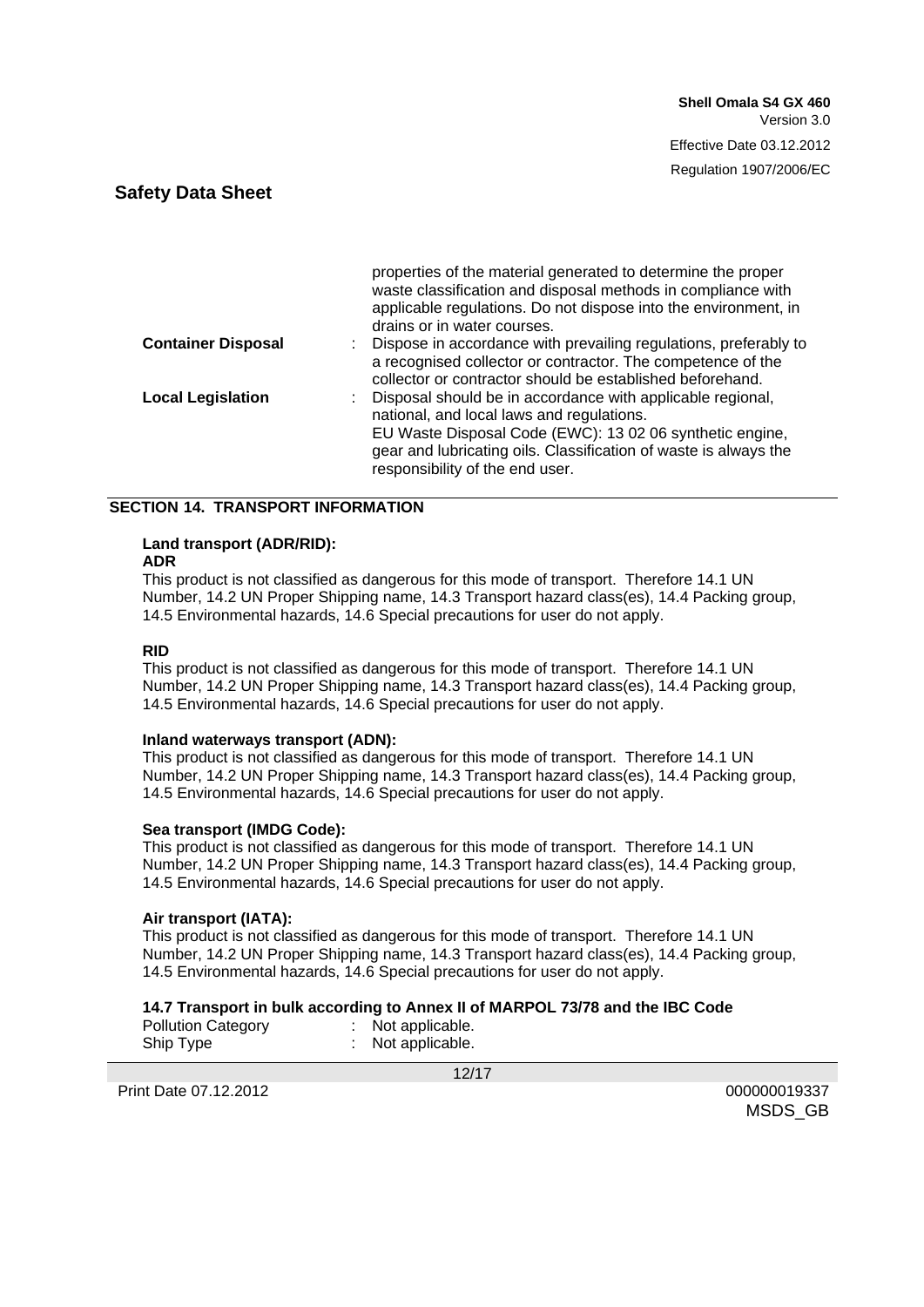properties of the material generated to determine the proper waste classification and disposal methods in compliance with applicable regulations. Do not dispose into the environment, in drains or in water courses.

| | | |
|---|---|---|
| **Container Disposal** | : | Dispose in accordance with prevailing regulations, preferably to a recognised collector or contractor. The competence of the collector or contractor should be established beforehand. |
| **Local Legislation** | : | Disposal should be in accordance with applicable regional, national, and local laws and regulations.<br>EU Waste Disposal Code (EWC): 13 02 06 synthetic engine, gear and lubricating oils. Classification of waste is always the responsibility of the end user. |

## SECTION 14. TRANSPORT INFORMATION

**Land transport (ADR/RID):**

**ADR**

This product is not classified as dangerous for this mode of transport. Therefore 14.1 UN Number, 14.2 UN Proper Shipping name, 14.3 Transport hazard class(es), 14.4 Packing group, 14.5 Environmental hazards, 14.6 Special precautions for user do not apply.

**RID**

This product is not classified as dangerous for this mode of transport. Therefore 14.1 UN Number, 14.2 UN Proper Shipping name, 14.3 Transport hazard class(es), 14.4 Packing group, 14.5 Environmental hazards, 14.6 Special precautions for user do not apply.

**Inland waterways transport (ADN):**

This product is not classified as dangerous for this mode of transport. Therefore 14.1 UN Number, 14.2 UN Proper Shipping name, 14.3 Transport hazard class(es), 14.4 Packing group, 14.5 Environmental hazards, 14.6 Special precautions for user do not apply.

**Sea transport (IMDG Code):**

This product is not classified as dangerous for this mode of transport. Therefore 14.1 UN Number, 14.2 UN Proper Shipping name, 14.3 Transport hazard class(es), 14.4 Packing group, 14.5 Environmental hazards, 14.6 Special precautions for user do not apply.

**Air transport (IATA):**

This product is not classified as dangerous for this mode of transport. Therefore 14.1 UN Number, 14.2 UN Proper Shipping name, 14.3 Transport hazard class(es), 14.4 Packing group, 14.5 Environmental hazards, 14.6 Special precautions for user do not apply.

**14.7 Transport in bulk according to Annex II of MARPOL 73/78 and the IBC Code**

| | | |
|---|---|---|
| Pollution Category | : | Not applicable. |
| Ship Type | : | Not applicable. |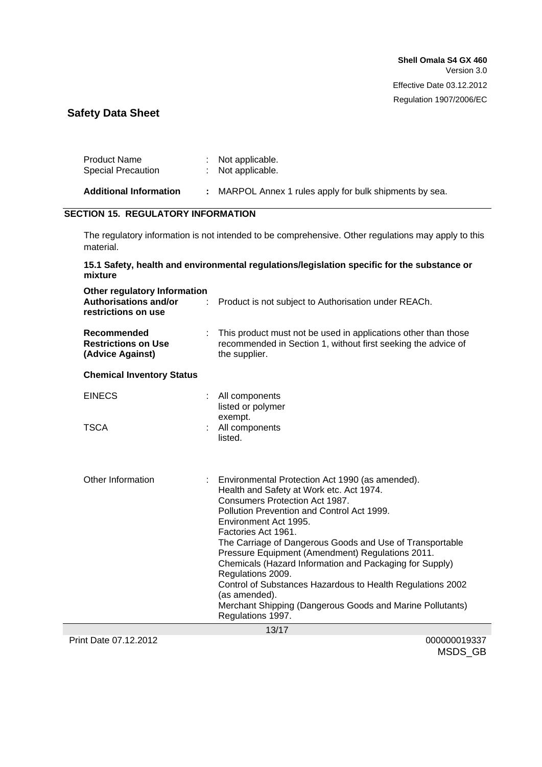**Safety Data Sheet**

| | | |
|---|---|---|
| Product Name | : | Not applicable. |
| Special Precaution | : | Not applicable. |
| **Additional Information** | **:** | MARPOL Annex 1 rules apply for bulk shipments by sea. |

## SECTION 15. REGULATORY INFORMATION

The regulatory information is not intended to be comprehensive. Other regulations may apply to this material.

**15.1 Safety, health and environmental regulations/legislation specific for the substance or mixture**

**Other regulatory Information**

| | | |
|---|---|---|
| **Authorisations and/or restrictions on use** | : | Product is not subject to Authorisation under REACh. |
| **Recommended Restrictions on Use (Advice Against)** | : | This product must not be used in applications other than those recommended in Section 1, without first seeking the advice of the supplier. |

**Chemical Inventory Status**

| | | |
|---|---|---|
| EINECS | : | All components listed or polymer exempt. |
| TSCA | : | All components listed. |

| | | |
|---|---|---|
| Other Information | : | Environmental Protection Act 1990 (as amended).<br>Health and Safety at Work etc. Act 1974.<br>Consumers Protection Act 1987.<br>Pollution Prevention and Control Act 1999.<br>Environment Act 1995.<br>Factories Act 1961.<br>The Carriage of Dangerous Goods and Use of Transportable Pressure Equipment (Amendment) Regulations 2011.<br>Chemicals (Hazard Information and Packaging for Supply) Regulations 2009.<br>Control of Substances Hazardous to Health Regulations 2002 (as amended).<br>Merchant Shipping (Dangerous Goods and Marine Pollutants) Regulations 1997. |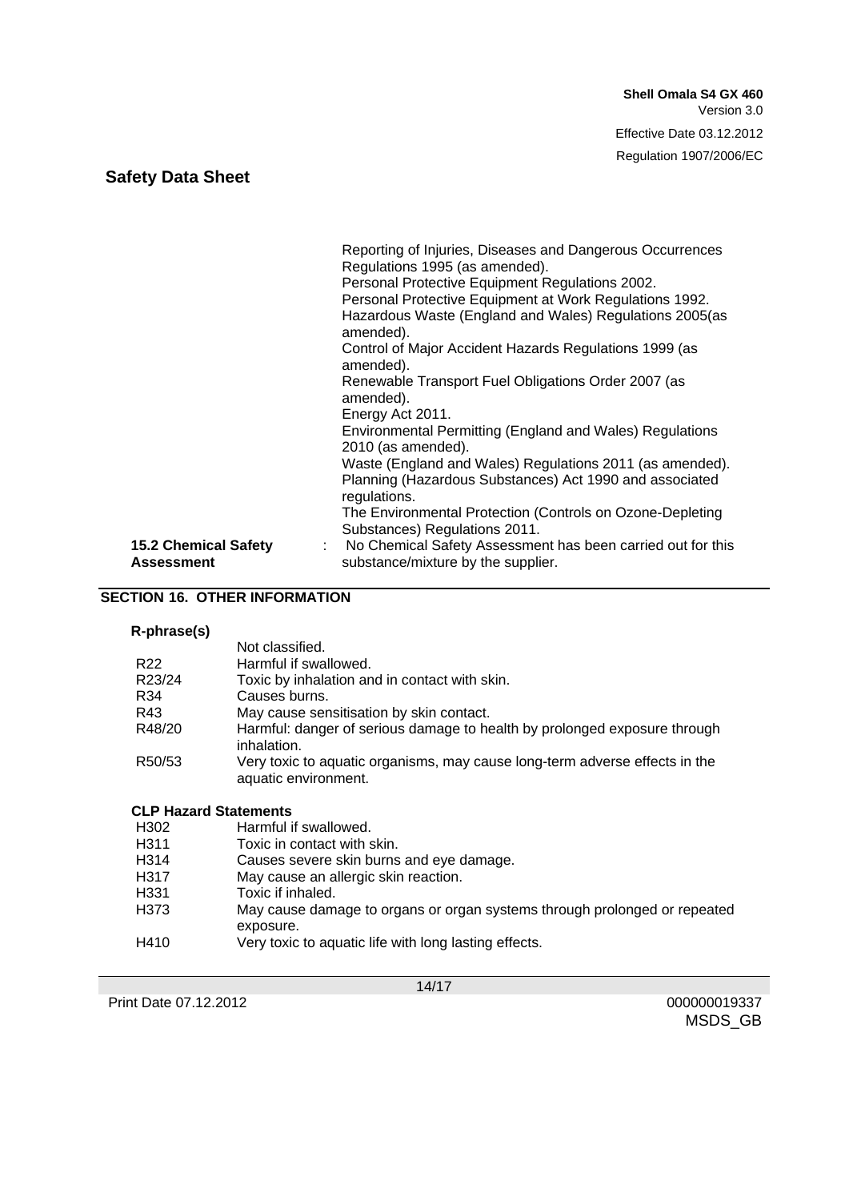Reporting of Injuries, Diseases and Dangerous Occurrences Regulations 1995 (as amended).
Personal Protective Equipment Regulations 2002.
Personal Protective Equipment at Work Regulations 1992.
Hazardous Waste (England and Wales) Regulations 2005(as amended).
Control of Major Accident Hazards Regulations 1999 (as amended).
Renewable Transport Fuel Obligations Order 2007 (as amended).
Energy Act 2011.
Environmental Permitting (England and Wales) Regulations 2010 (as amended).
Waste (England and Wales) Regulations 2011 (as amended).
Planning (Hazardous Substances) Act 1990 and associated regulations.
The Environmental Protection (Controls on Ozone-Depleting Substances) Regulations 2011.

**15.2 Chemical Safety Assessment** : No Chemical Safety Assessment has been carried out for this substance/mixture by the supplier.

## SECTION 16. OTHER INFORMATION

**R-phrase(s)**

| | |
|---|---|
| | Not classified. |
| R22 | Harmful if swallowed. |
| R23/24 | Toxic by inhalation and in contact with skin. |
| R34 | Causes burns. |
| R43 | May cause sensitisation by skin contact. |
| R48/20 | Harmful: danger of serious damage to health by prolonged exposure through inhalation. |
| R50/53 | Very toxic to aquatic organisms, may cause long-term adverse effects in the aquatic environment. |

**CLP Hazard Statements**

| | |
|---|---|
| H302 | Harmful if swallowed. |
| H311 | Toxic in contact with skin. |
| H314 | Causes severe skin burns and eye damage. |
| H317 | May cause an allergic skin reaction. |
| H331 | Toxic if inhaled. |
| H373 | May cause damage to organs or organ systems through prolonged or repeated exposure. |
| H410 | Very toxic to aquatic life with long lasting effects. |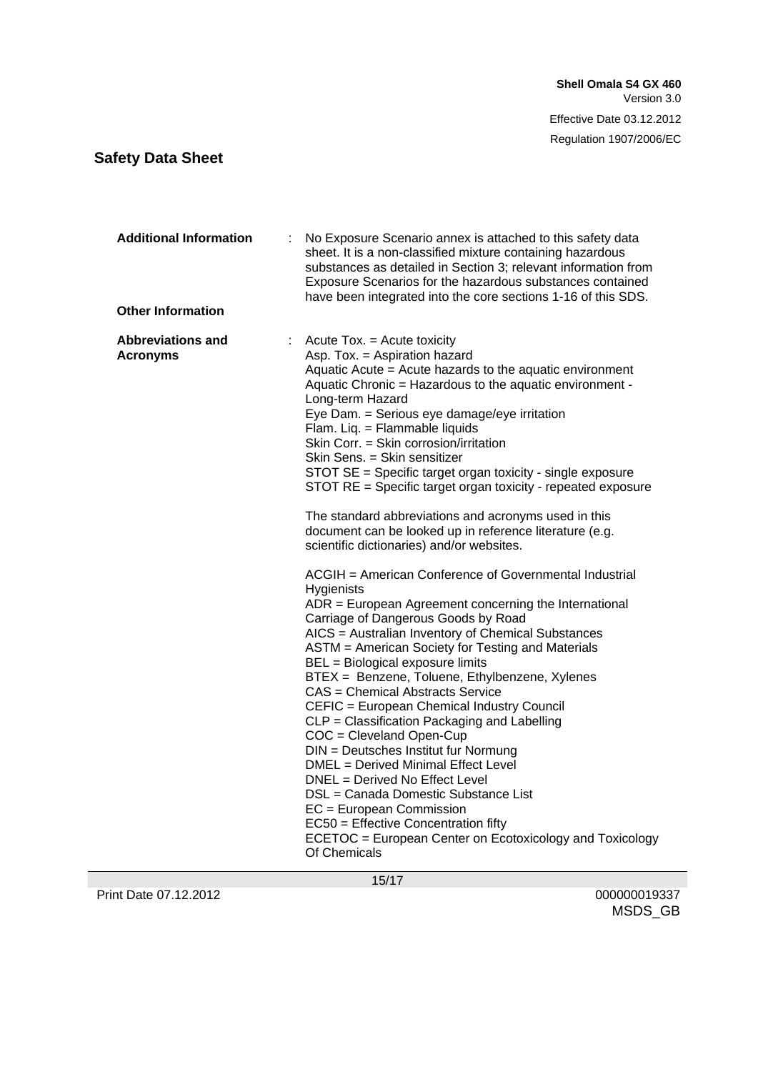**Additional Information** : No Exposure Scenario annex is attached to this safety data sheet. It is a non-classified mixture containing hazardous substances as detailed in Section 3; relevant information from Exposure Scenarios for the hazardous substances contained have been integrated into the core sections 1-16 of this SDS.

**Other Information**

**Abbreviations and Acronyms** :

Acute Tox. = Acute toxicity
Asp. Tox. = Aspiration hazard
Aquatic Acute = Acute hazards to the aquatic environment
Aquatic Chronic = Hazardous to the aquatic environment - Long-term Hazard
Eye Dam. = Serious eye damage/eye irritation
Flam. Liq. = Flammable liquids
Skin Corr. = Skin corrosion/irritation
Skin Sens. = Skin sensitizer
STOT SE = Specific target organ toxicity - single exposure
STOT RE = Specific target organ toxicity - repeated exposure

The standard abbreviations and acronyms used in this document can be looked up in reference literature (e.g. scientific dictionaries) and/or websites.

ACGIH = American Conference of Governmental Industrial Hygienists
ADR = European Agreement concerning the International Carriage of Dangerous Goods by Road
AICS = Australian Inventory of Chemical Substances
ASTM = American Society for Testing and Materials
BEL = Biological exposure limits
BTEX = Benzene, Toluene, Ethylbenzene, Xylenes
CAS = Chemical Abstracts Service
CEFIC = European Chemical Industry Council
CLP = Classification Packaging and Labelling
COC = Cleveland Open-Cup
DIN = Deutsches Institut fur Normung
DMEL = Derived Minimal Effect Level
DNEL = Derived No Effect Level
DSL = Canada Domestic Substance List
EC = European Commission
EC50 = Effective Concentration fifty
ECETOC = European Center on Ecotoxicology and Toxicology Of Chemicals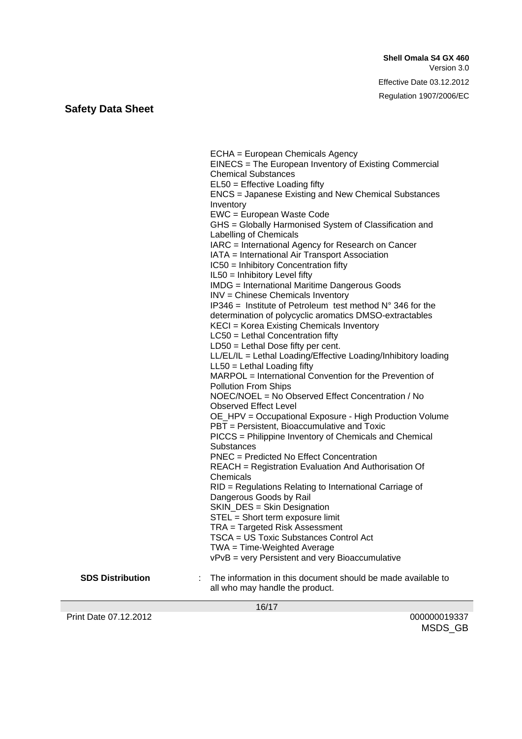ECHA = European Chemicals Agency
EINECS = The European Inventory of Existing Commercial Chemical Substances
EL50 = Effective Loading fifty
ENCS = Japanese Existing and New Chemical Substances Inventory
EWC = European Waste Code
GHS = Globally Harmonised System of Classification and Labelling of Chemicals
IARC = International Agency for Research on Cancer
IATA = International Air Transport Association
IC50 = Inhibitory Concentration fifty
IL50 = Inhibitory Level fifty
IMDG = International Maritime Dangerous Goods
INV = Chinese Chemicals Inventory
IP346 = Institute of Petroleum test method N° 346 for the determination of polycyclic aromatics DMSO-extractables
KECI = Korea Existing Chemicals Inventory
LC50 = Lethal Concentration fifty
LD50 = Lethal Dose fifty per cent.
LL/EL/IL = Lethal Loading/Effective Loading/Inhibitory loading
LL50 = Lethal Loading fifty
MARPOL = International Convention for the Prevention of Pollution From Ships
NOEC/NOEL = No Observed Effect Concentration / No Observed Effect Level
OE_HPV = Occupational Exposure - High Production Volume
PBT = Persistent, Bioaccumulative and Toxic
PICCS = Philippine Inventory of Chemicals and Chemical Substances
PNEC = Predicted No Effect Concentration
REACH = Registration Evaluation And Authorisation Of Chemicals
RID = Regulations Relating to International Carriage of Dangerous Goods by Rail
SKIN_DES = Skin Designation
STEL = Short term exposure limit
TRA = Targeted Risk Assessment
TSCA = US Toxic Substances Control Act
TWA = Time-Weighted Average
vPvB = very Persistent and very Bioaccumulative

**SDS Distribution** : The information in this document should be made available to all who may handle the product.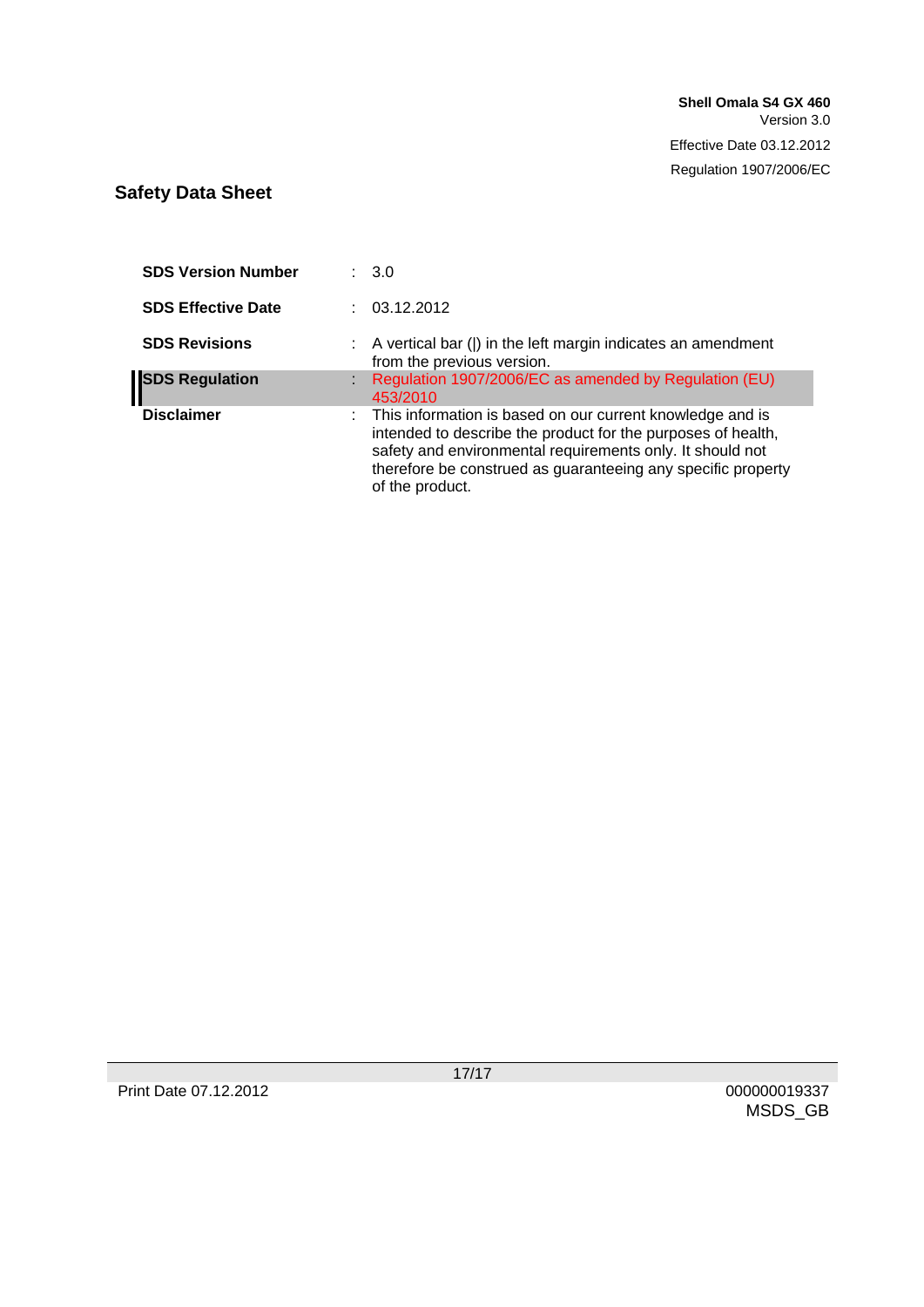## Safety Data Sheet

| | | |
|---|---|---|
| **SDS Version Number** | : | 3.0 |
| **SDS Effective Date** | : | 03.12.2012 |
| **SDS Revisions** | : | A vertical bar (|) in the left margin indicates an amendment from the previous version. |
| **SDS Regulation** | : | Regulation 1907/2006/EC as amended by Regulation (EU) 453/2010 |
| **Disclaimer** | : | This information is based on our current knowledge and is intended to describe the product for the purposes of health, safety and environmental requirements only. It should not therefore be construed as guaranteeing any specific property of the product. |